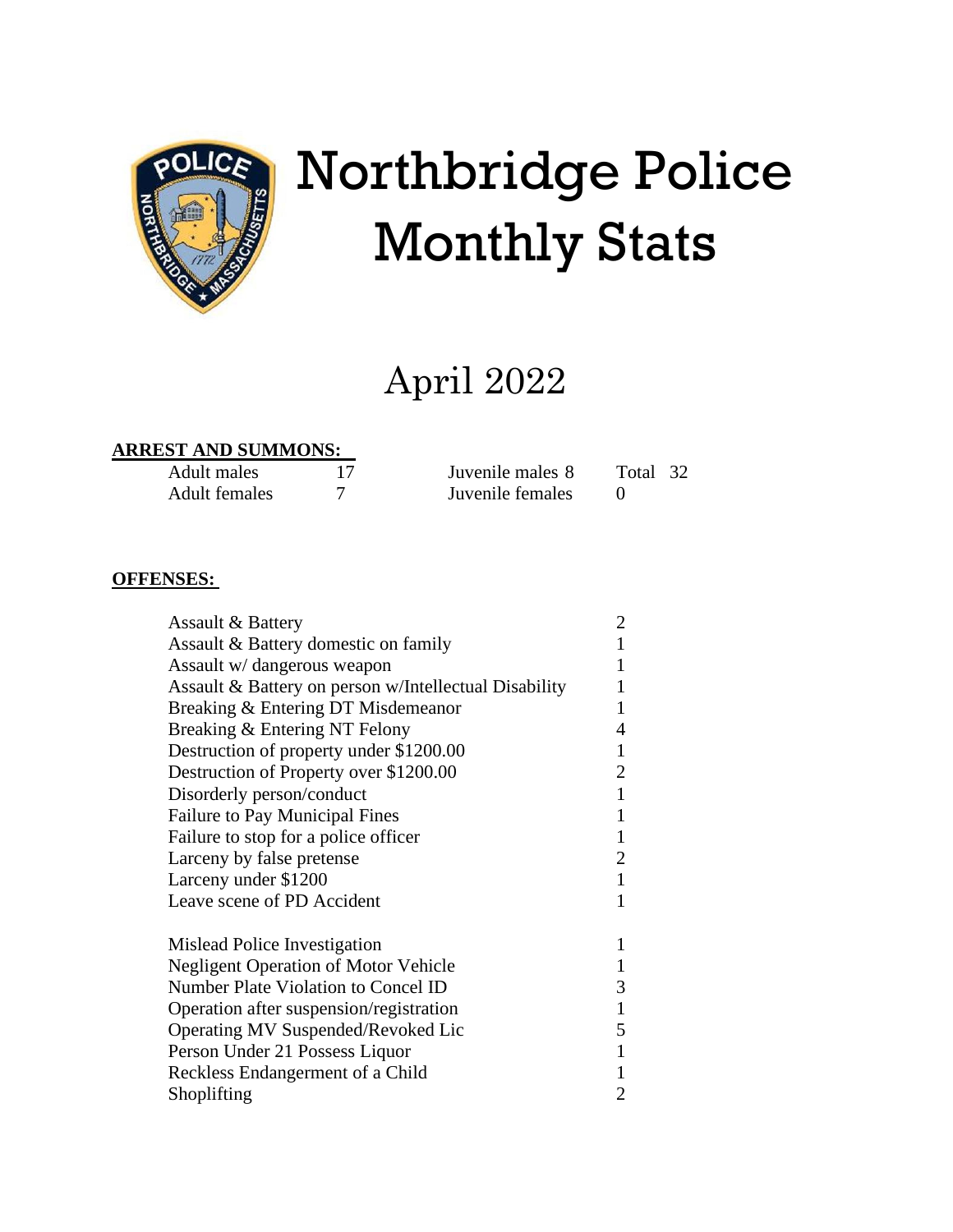# Northbridge Police Monthly Stats

## April 2022

**ARREST AND SUMMONS:**

| | | | | |
|---|---|---|---|---|
| Adult males | 17 | Juvenile males 8 | | Total 32 |
| Adult females | 7 | Juvenile females | 0 | |

**OFFENSES:**

| Offense | Count |
|---|---|
| Assault & Battery | 2 |
| Assault & Battery domestic on family | 1 |
| Assault w/ dangerous weapon | 1 |
| Assault & Battery on person w/Intellectual Disability | 1 |
| Breaking & Entering DT Misdemeanor | 1 |
| Breaking & Entering NT Felony | 4 |
| Destruction of property under $1200.00 | 1 |
| Destruction of Property over $1200.00 | 2 |
| Disorderly person/conduct | 1 |
| Failure to Pay Municipal Fines | 1 |
| Failure to stop for a police officer | 1 |
| Larceny by false pretense | 2 |
| Larceny under $1200 | 1 |
| Leave scene of PD Accident | 1 |
| Mislead Police Investigation | 1 |
| Negligent Operation of Motor Vehicle | 1 |
| Number Plate Violation to Concel ID | 3 |
| Operation after suspension/registration | 1 |
| Operating MV Suspended/Revoked Lic | 5 |
| Person Under 21 Possess Liquor | 1 |
| Reckless Endangerment of a Child | 1 |
| Shoplifting | 2 |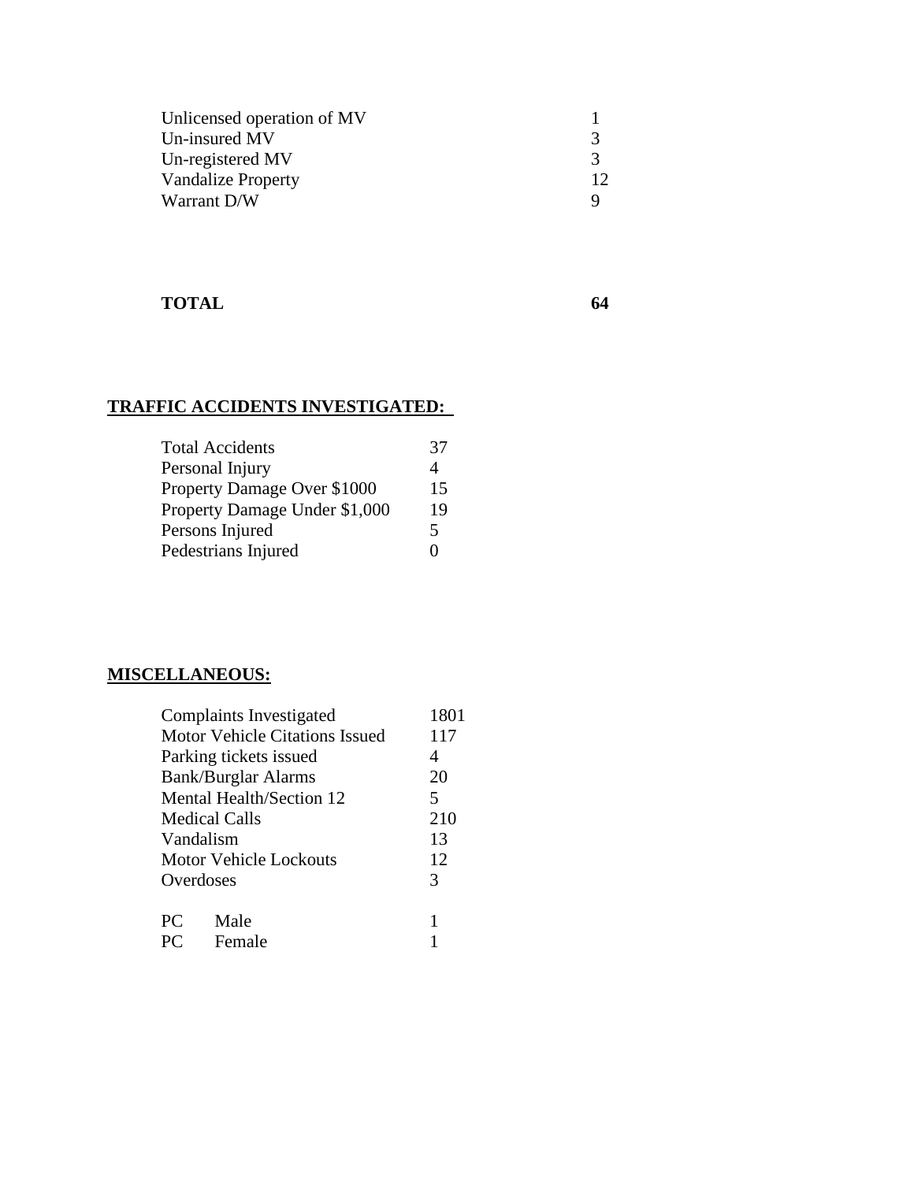| | |
|---|---|
| Unlicensed operation of MV | 1 |
| Un-insured MV | 3 |
| Un-registered MV | 3 |
| Vandalize Property | 12 |
| Warrant D/W | 9 |
| **TOTAL** | **64** |

## TRAFFIC ACCIDENTS INVESTIGATED:

| | |
|---|---|
| Total Accidents | 37 |
| Personal Injury | 4 |
| Property Damage Over $1000 | 15 |
| Property Damage Under $1,000 | 19 |
| Persons Injured | 5 |
| Pedestrians Injured | 0 |

## MISCELLANEOUS:

| | |
|---|---|
| Complaints Investigated | 1801 |
| Motor Vehicle Citations Issued | 117 |
| Parking tickets issued | 4 |
| Bank/Burglar Alarms | 20 |
| Mental Health/Section 12 | 5 |
| Medical Calls | 210 |
| Vandalism | 13 |
| Motor Vehicle Lockouts | 12 |
| Overdoses | 3 |
| PC Male | 1 |
| PC Female | 1 |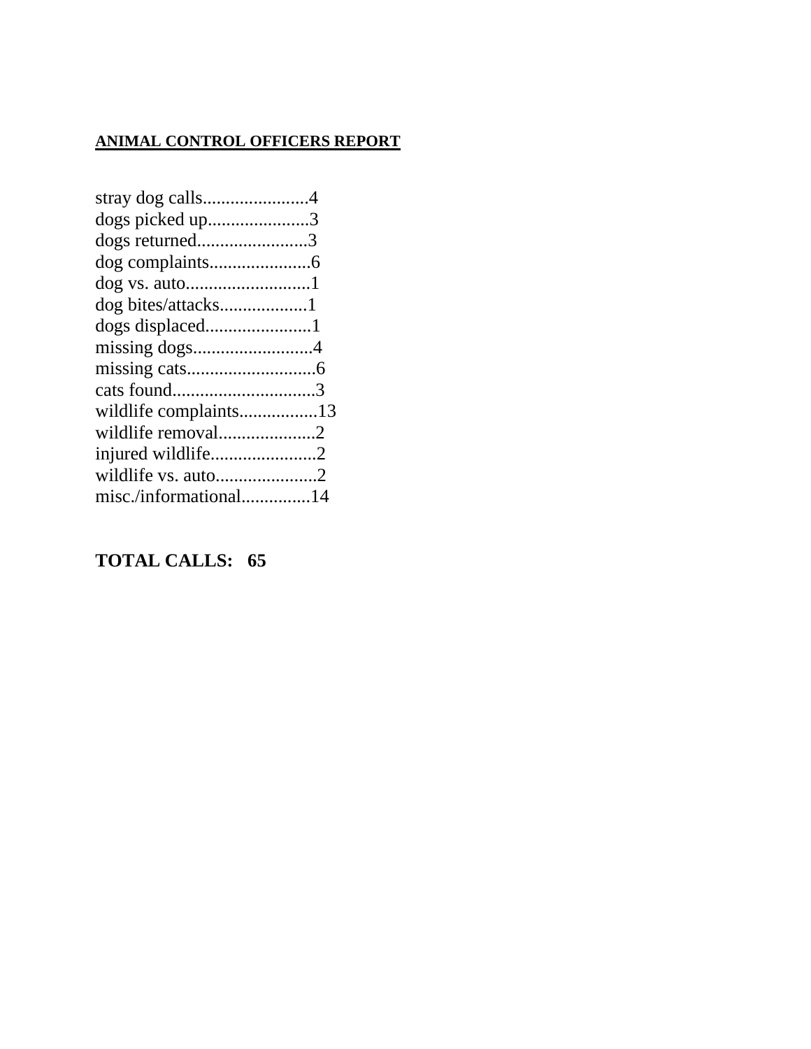**ANIMAL CONTROL OFFICERS REPORT**

stray dog calls.......................4
dogs picked up......................3
dogs returned........................3
dog complaints......................6
dog vs. auto...........................1
dog bites/attacks...................1
dogs displaced.......................1
missing dogs..........................4
missing cats............................6
cats found...............................3
wildlife complaints.................13
wildlife removal.....................2
injured wildlife.......................2
wildlife vs. auto......................2
misc./informational...............14

**TOTAL CALLS: 65**